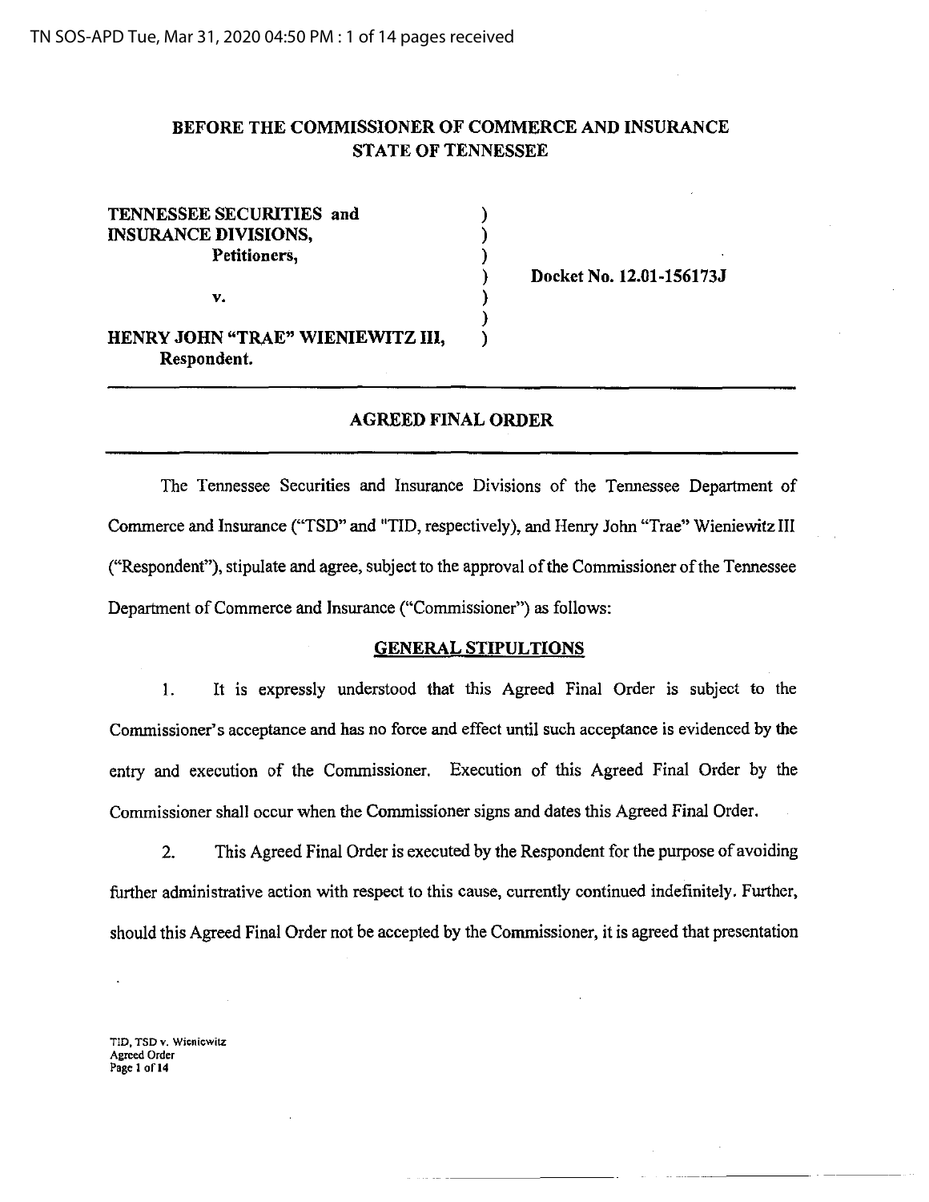## BEFORE THE COMMISSIONER OF COMMERCE AND INSURANCE STATE OF TENNESSEE

**TENNESSEE SECURITIES and INSURANCE DIVISIONS,**
**Petitioners,**

**v.**

**HENRY JOHN "TRAE" WIENIEWITZ III,**
**Respondent.**

**Docket No. 12.01-156173J**

## AGREED FINAL ORDER

The Tennessee Securities and Insurance Divisions of the Tennessee Department of Commerce and Insurance ("TSD" and "TID, respectively), and Henry John "Trae" Wieniewitz III ("Respondent"), stipulate and agree, subject to the approval of the Commissioner of the Tennessee Department of Commerce and Insurance ("Commissioner") as follows:

### GENERAL STIPULTIONS

1. It is expressly understood that this Agreed Final Order is subject to the Commissioner's acceptance and has no force and effect until such acceptance is evidenced by the entry and execution of the Commissioner. Execution of this Agreed Final Order by the Commissioner shall occur when the Commissioner signs and dates this Agreed Final Order.

2. This Agreed Final Order is executed by the Respondent for the purpose of avoiding further administrative action with respect to this cause, currently continued indefinitely. Further, should this Agreed Final Order not be accepted by the Commissioner, it is agreed that presentation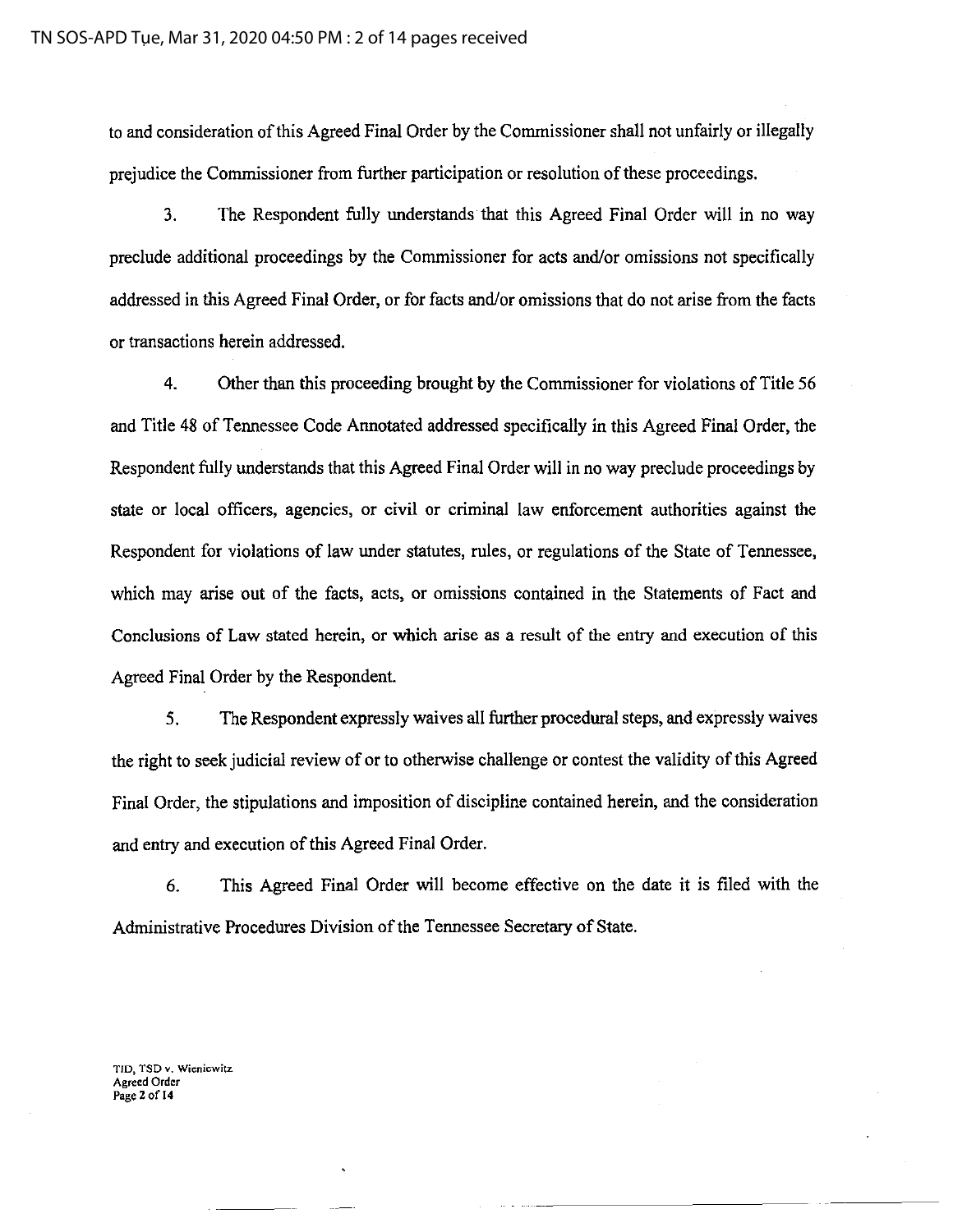to and consideration of this Agreed Final Order by the Commissioner shall not unfairly or illegally prejudice the Commissioner from further participation or resolution of these proceedings.

3. The Respondent fully understands that this Agreed Final Order will in no way preclude additional proceedings by the Commissioner for acts and/or omissions not specifically addressed in this Agreed Final Order, or for facts and/or omissions that do not arise from the facts or transactions herein addressed.

4. Other than this proceeding brought by the Commissioner for violations of Title 56 and Title 48 of Tennessee Code Annotated addressed specifically in this Agreed Final Order, the Respondent fully understands that this Agreed Final Order will in no way preclude proceedings by state or local officers, agencies, or civil or criminal law enforcement authorities against the Respondent for violations of law under statutes, rules, or regulations of the State of Tennessee, which may arise out of the facts, acts, or omissions contained in the Statements of Fact and Conclusions of Law stated herein, or which arise as a result of the entry and execution of this Agreed Final Order by the Respondent.

5. The Respondent expressly waives all further procedural steps, and expressly waives the right to seek judicial review of or to otherwise challenge or contest the validity of this Agreed Final Order, the stipulations and imposition of discipline contained herein, and the consideration and entry and execution of this Agreed Final Order.

6. This Agreed Final Order will become effective on the date it is filed with the Administrative Procedures Division of the Tennessee Secretary of State.

TID, TSD v. Wieniewitz
Agreed Order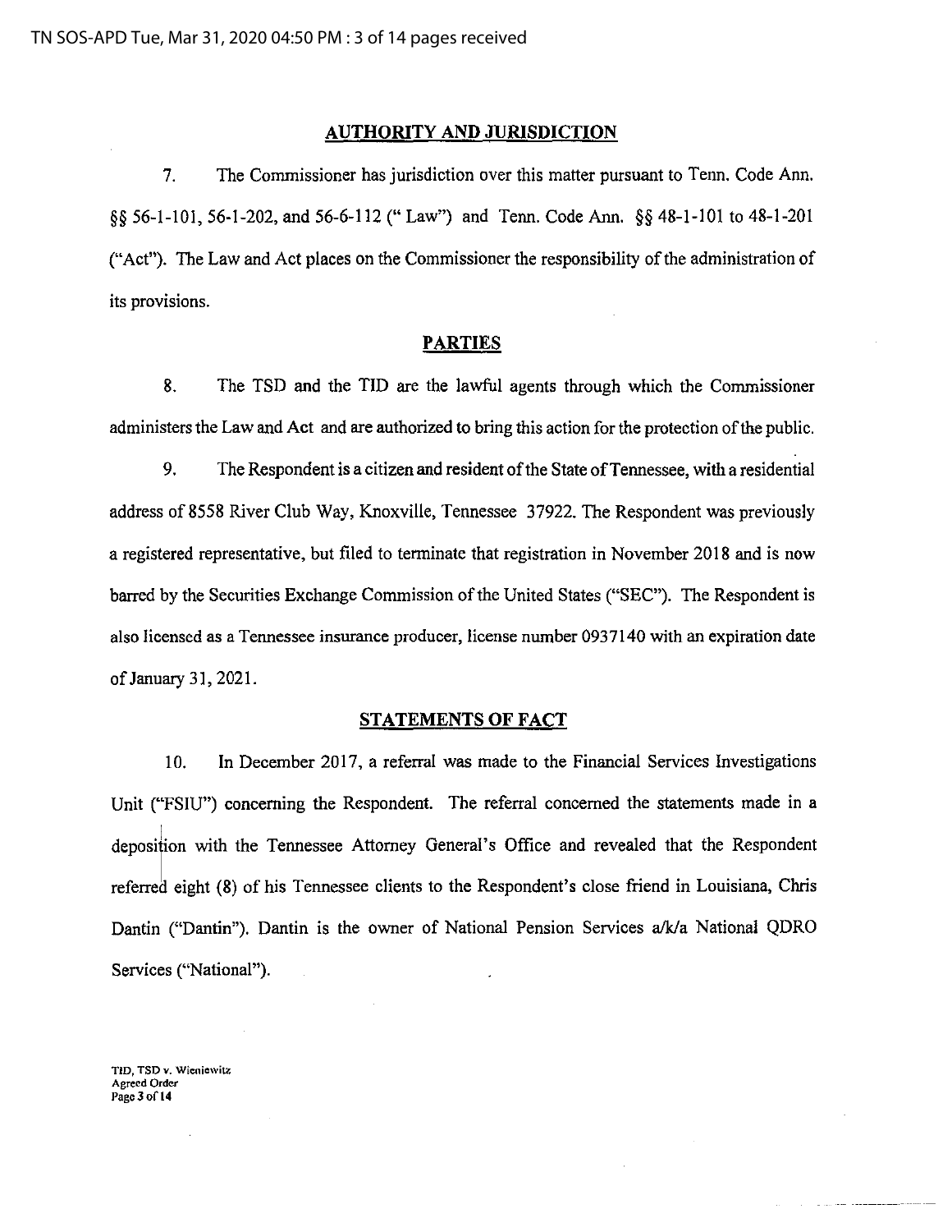## AUTHORITY AND JURISDICTION

7. The Commissioner has jurisdiction over this matter pursuant to Tenn. Code Ann. §§ 56-1-101, 56-1-202, and 56-6-112 (" Law") and Tenn. Code Ann. §§ 48-1-101 to 48-1-201 ("Act"). The Law and Act places on the Commissioner the responsibility of the administration of its provisions.

## PARTIES

8. The TSD and the TID are the lawful agents through which the Commissioner administers the Law and Act and are authorized to bring this action for the protection of the public.

9. The Respondent is a citizen and resident of the State of Tennessee, with a residential address of 8558 River Club Way, Knoxville, Tennessee 37922. The Respondent was previously a registered representative, but filed to terminate that registration in November 2018 and is now barred by the Securities Exchange Commission of the United States ("SEC"). The Respondent is also licensed as a Tennessee insurance producer, license number 0937140 with an expiration date of January 31, 2021.

## STATEMENTS OF FACT

10. In December 2017, a referral was made to the Financial Services Investigations Unit ("FSIU") concerning the Respondent. The referral concerned the statements made in a deposition with the Tennessee Attorney General's Office and revealed that the Respondent referred eight (8) of his Tennessee clients to the Respondent's close friend in Louisiana, Chris Dantin ("Dantin"). Dantin is the owner of National Pension Services a/k/a National QDRO Services ("National").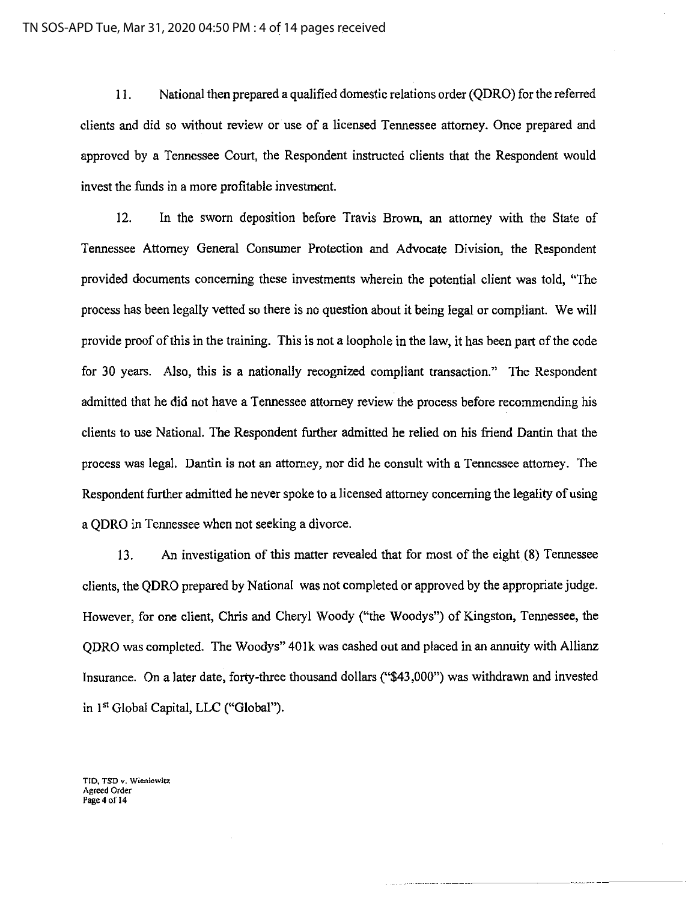11. National then prepared a qualified domestic relations order (QDRO) for the referred clients and did so without review or use of a licensed Tennessee attorney. Once prepared and approved by a Tennessee Court, the Respondent instructed clients that the Respondent would invest the funds in a more profitable investment.

12. In the sworn deposition before Travis Brown, an attorney with the State of Tennessee Attorney General Consumer Protection and Advocate Division, the Respondent provided documents concerning these investments wherein the potential client was told, "The process has been legally vetted so there is no question about it being legal or compliant. We will provide proof of this in the training. This is not a loophole in the law, it has been part of the code for 30 years. Also, this is a nationally recognized compliant transaction." The Respondent admitted that he did not have a Tennessee attorney review the process before recommending his clients to use National. The Respondent further admitted he relied on his friend Dantin that the process was legal. Dantin is not an attorney, nor did he consult with a Tennessee attorney. The Respondent further admitted he never spoke to a licensed attorney concerning the legality of using a QDRO in Tennessee when not seeking a divorce.

13. An investigation of this matter revealed that for most of the eight (8) Tennessee clients, the QDRO prepared by National was not completed or approved by the appropriate judge. However, for one client, Chris and Cheryl Woody ("the Woodys") of Kingston, Tennessee, the QDRO was completed. The Woodys" 401k was cashed out and placed in an annuity with Allianz Insurance. On a later date, forty-three thousand dollars ("$43,000") was withdrawn and invested in 1st Global Capital, LLC ("Global").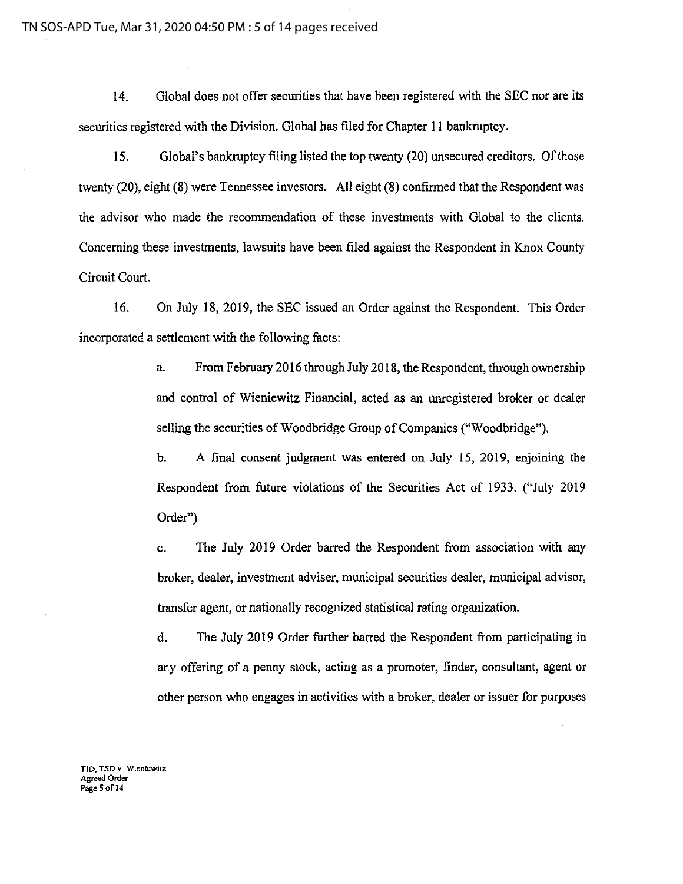14. Global does not offer securities that have been registered with the SEC nor are its securities registered with the Division. Global has filed for Chapter 11 bankruptcy.

15. Global's bankruptcy filing listed the top twenty (20) unsecured creditors. Of those twenty (20), eight (8) were Tennessee investors. All eight (8) confirmed that the Respondent was the advisor who made the recommendation of these investments with Global to the clients. Concerning these investments, lawsuits have been filed against the Respondent in Knox County Circuit Court.

16. On July 18, 2019, the SEC issued an Order against the Respondent. This Order incorporated a settlement with the following facts:

> a. From February 2016 through July 2018, the Respondent, through ownership and control of Wieniewitz Financial, acted as an unregistered broker or dealer selling the securities of Woodbridge Group of Companies ("Woodbridge").
>
> b. A final consent judgment was entered on July 15, 2019, enjoining the Respondent from future violations of the Securities Act of 1933. ("July 2019 Order")
>
> c. The July 2019 Order barred the Respondent from association with any broker, dealer, investment adviser, municipal securities dealer, municipal advisor, transfer agent, or nationally recognized statistical rating organization.
>
> d. The July 2019 Order further barred the Respondent from participating in any offering of a penny stock, acting as a promoter, finder, consultant, agent or other person who engages in activities with a broker, dealer or issuer for purposes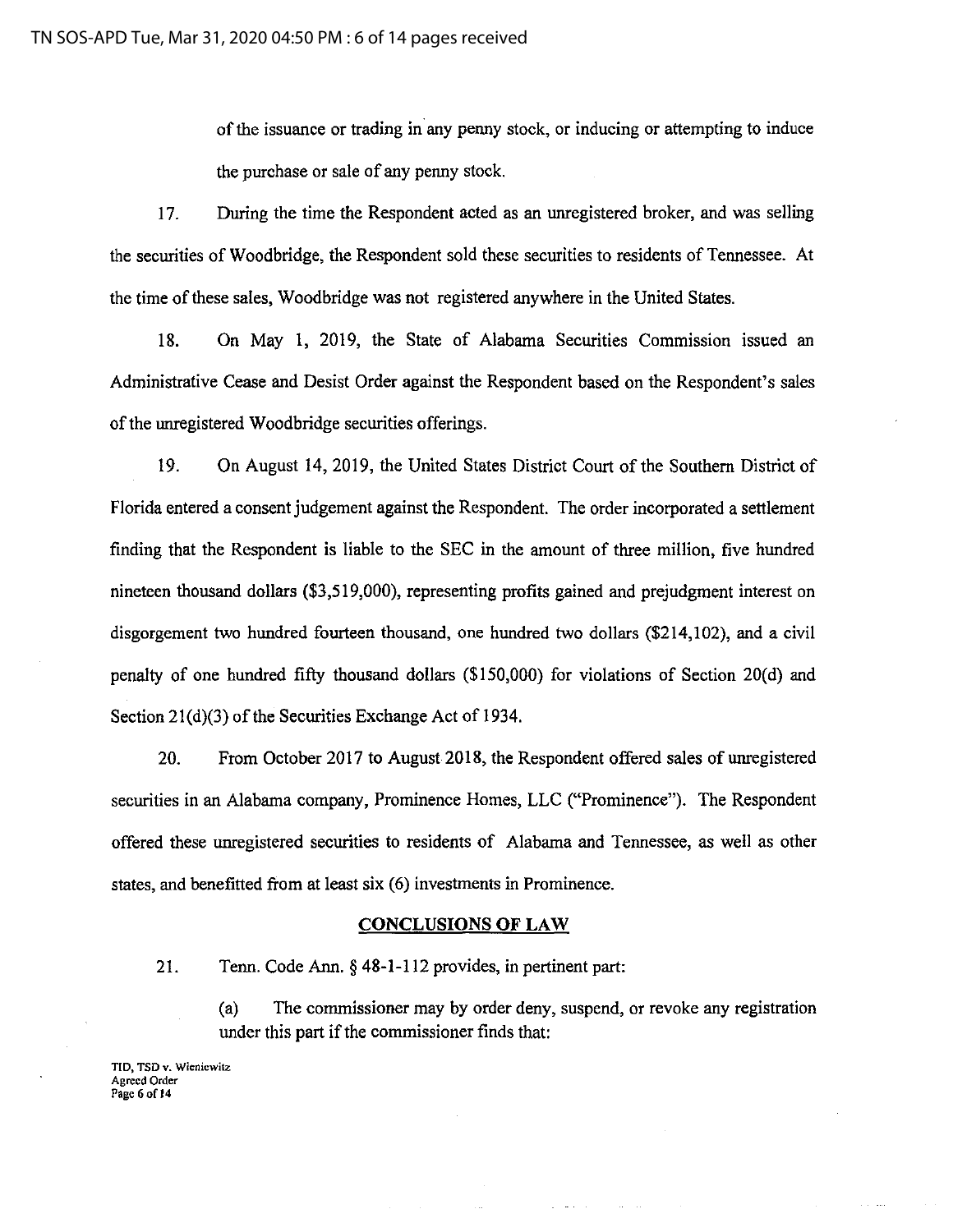of the issuance or trading in any penny stock, or inducing or attempting to induce the purchase or sale of any penny stock.

17. During the time the Respondent acted as an unregistered broker, and was selling the securities of Woodbridge, the Respondent sold these securities to residents of Tennessee. At the time of these sales, Woodbridge was not registered anywhere in the United States.

18. On May 1, 2019, the State of Alabama Securities Commission issued an Administrative Cease and Desist Order against the Respondent based on the Respondent's sales of the unregistered Woodbridge securities offerings.

19. On August 14, 2019, the United States District Court of the Southern District of Florida entered a consent judgement against the Respondent. The order incorporated a settlement finding that the Respondent is liable to the SEC in the amount of three million, five hundred nineteen thousand dollars ($3,519,000), representing profits gained and prejudgment interest on disgorgement two hundred fourteen thousand, one hundred two dollars ($214,102), and a civil penalty of one hundred fifty thousand dollars ($150,000) for violations of Section 20(d) and Section 21(d)(3) of the Securities Exchange Act of 1934.

20. From October 2017 to August 2018, the Respondent offered sales of unregistered securities in an Alabama company, Prominence Homes, LLC ("Prominence"). The Respondent offered these unregistered securities to residents of Alabama and Tennessee, as well as other states, and benefitted from at least six (6) investments in Prominence.

## CONCLUSIONS OF LAW

21. Tenn. Code Ann. § 48-1-112 provides, in pertinent part:

> (a) The commissioner may by order deny, suspend, or revoke any registration under this part if the commissioner finds that:

TID, TSD v. Wieniewitz
Agreed Order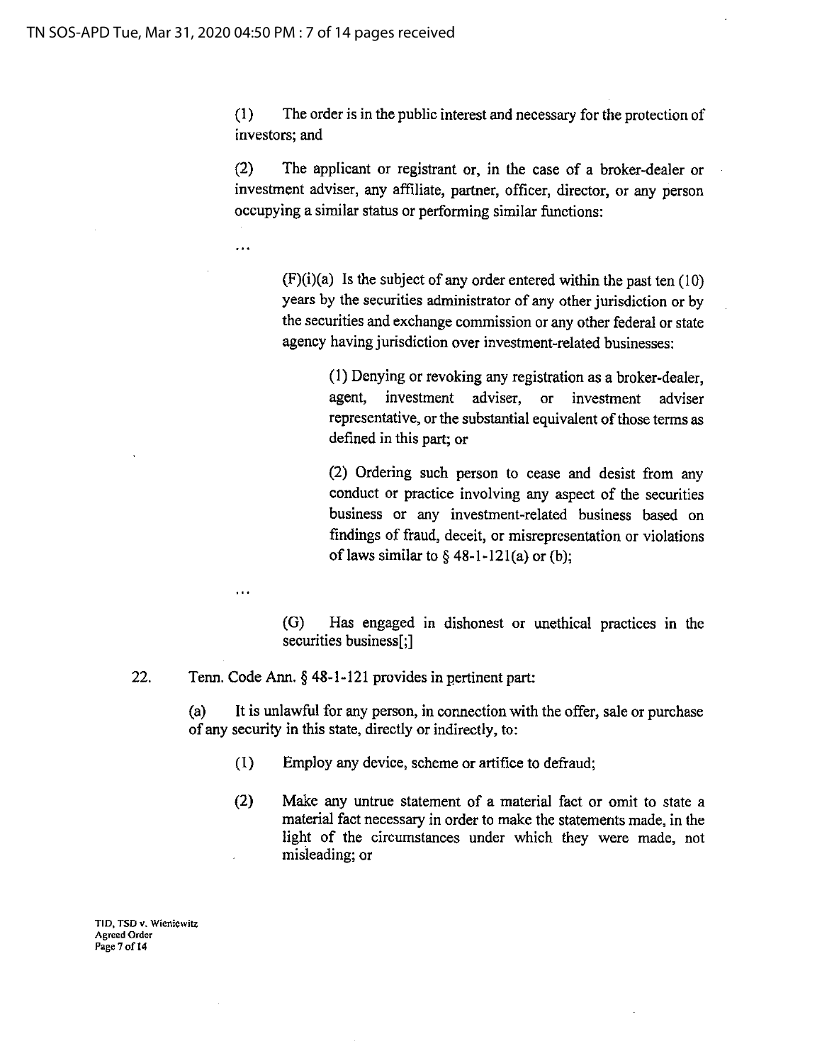(1) The order is in the public interest and necessary for the protection of investors; and

(2) The applicant or registrant or, in the case of a broker-dealer or investment adviser, any affiliate, partner, officer, director, or any person occupying a similar status or performing similar functions:

. . .

(F)(i)(a) Is the subject of any order entered within the past ten (10) years by the securities administrator of any other jurisdiction or by the securities and exchange commission or any other federal or state agency having jurisdiction over investment-related businesses:

(1) Denying or revoking any registration as a broker-dealer, agent, investment adviser, or investment adviser representative, or the substantial equivalent of those terms as defined in this part; or

(2) Ordering such person to cease and desist from any conduct or practice involving any aspect of the securities business or any investment-related business based on findings of fraud, deceit, or misrepresentation or violations of laws similar to § 48-1-121(a) or (b);

. . .

(G) Has engaged in dishonest or unethical practices in the securities business[;]

22. Tenn. Code Ann. § 48-1-121 provides in pertinent part:

(a) It is unlawful for any person, in connection with the offer, sale or purchase of any security in this state, directly or indirectly, to:

(1) Employ any device, scheme or artifice to defraud;

(2) Make any untrue statement of a material fact or omit to state a material fact necessary in order to make the statements made, in the light of the circumstances under which they were made, not misleading; or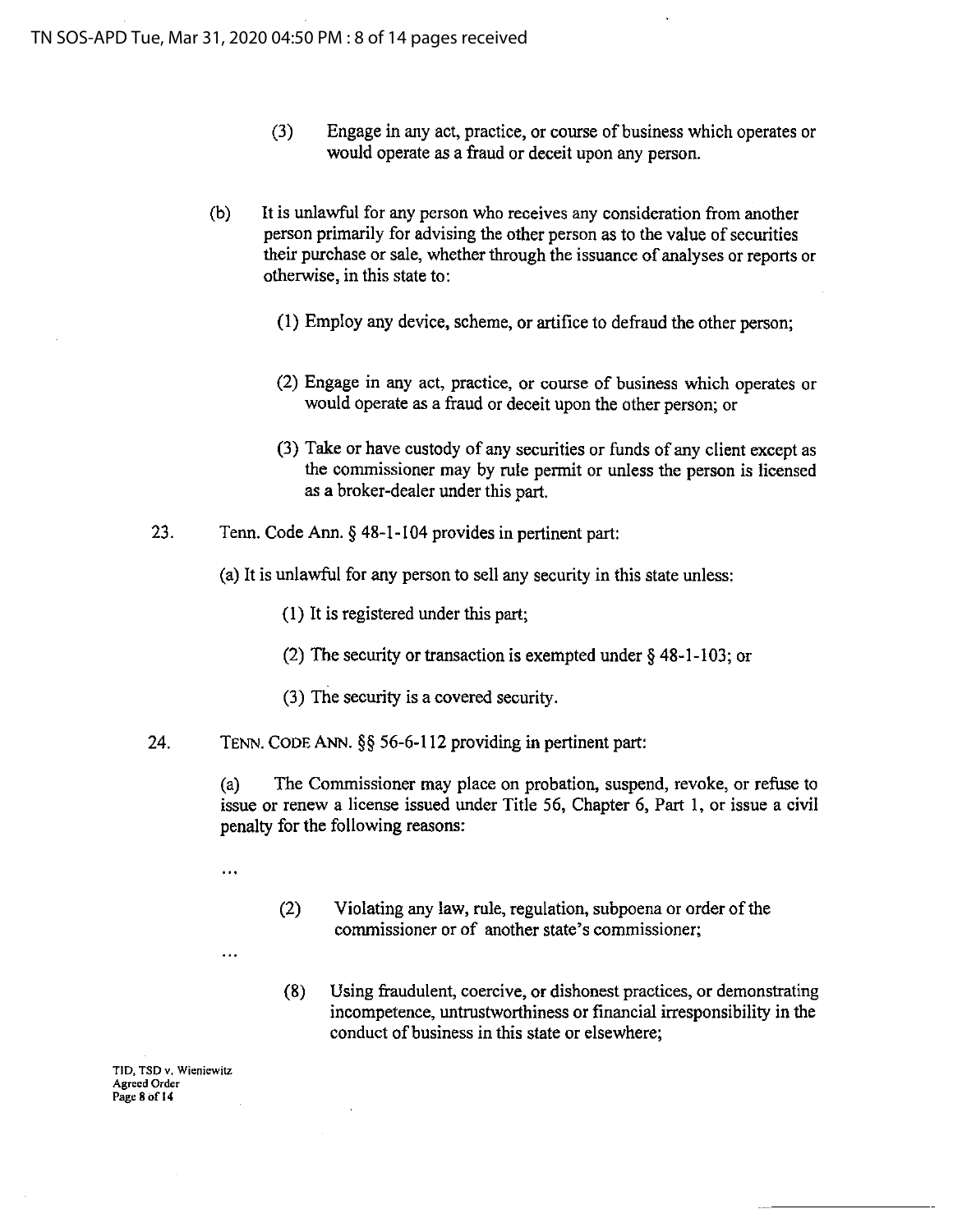(3) Engage in any act, practice, or course of business which operates or would operate as a fraud or deceit upon any person.

(b) It is unlawful for any person who receives any consideration from another person primarily for advising the other person as to the value of securities their purchase or sale, whether through the issuance of analyses or reports or otherwise, in this state to:

(1) Employ any device, scheme, or artifice to defraud the other person;

(2) Engage in any act, practice, or course of business which operates or would operate as a fraud or deceit upon the other person; or

(3) Take or have custody of any securities or funds of any client except as the commissioner may by rule permit or unless the person is licensed as a broker-dealer under this part.

23. Tenn. Code Ann. § 48-1-104 provides in pertinent part:

(a) It is unlawful for any person to sell any security in this state unless:

(1) It is registered under this part;

(2) The security or transaction is exempted under § 48-1-103; or

(3) The security is a covered security.

24. TENN. CODE ANN. §§ 56-6-112 providing in pertinent part:

(a) The Commissioner may place on probation, suspend, revoke, or refuse to issue or renew a license issued under Title 56, Chapter 6, Part 1, or issue a civil penalty for the following reasons:

...

(2) Violating any law, rule, regulation, subpoena or order of the commissioner or of another state's commissioner;

...

(8) Using fraudulent, coercive, or dishonest practices, or demonstrating incompetence, untrustworthiness or financial irresponsibility in the conduct of business in this state or elsewhere;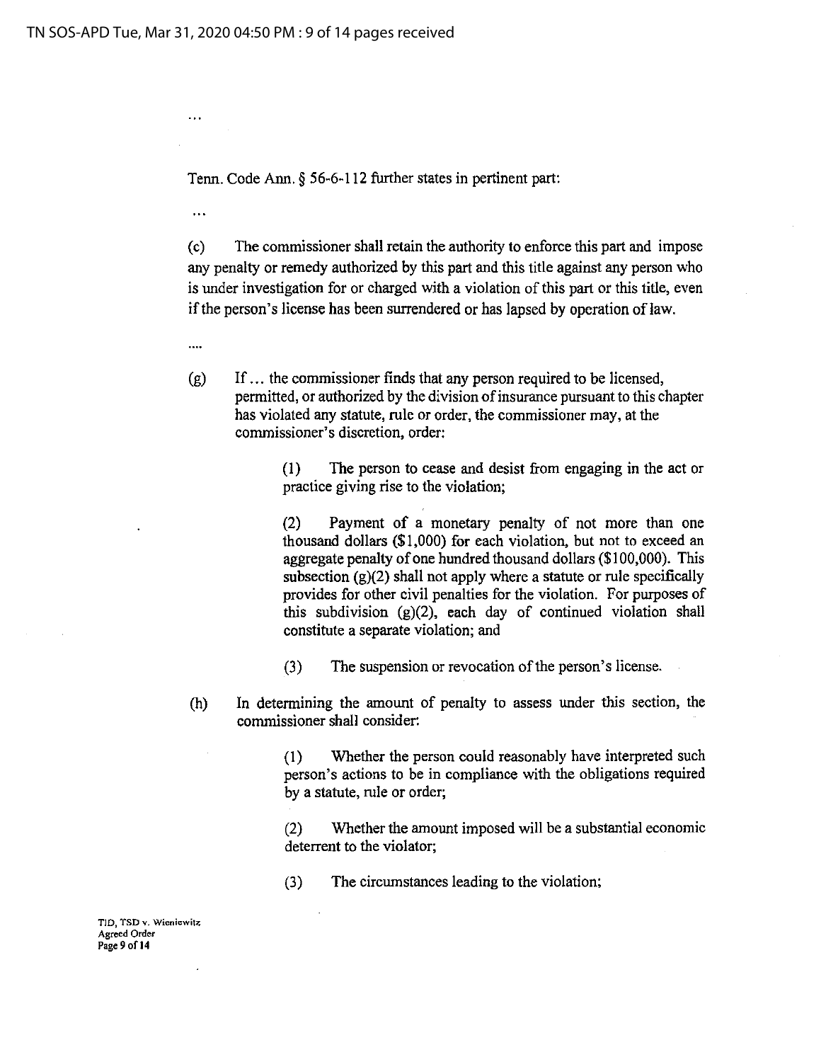...

Tenn. Code Ann. § 56-6-112 further states in pertinent part:

...

(c) The commissioner shall retain the authority to enforce this part and impose any penalty or remedy authorized by this part and this title against any person who is under investigation for or charged with a violation of this part or this title, even if the person's license has been surrendered or has lapsed by operation of law.

....

(g) If ... the commissioner finds that any person required to be licensed, permitted, or authorized by the division of insurance pursuant to this chapter has violated any statute, rule or order, the commissioner may, at the commissioner's discretion, order:

> (1) The person to cease and desist from engaging in the act or practice giving rise to the violation;
>
> (2) Payment of a monetary penalty of not more than one thousand dollars ($1,000) for each violation, but not to exceed an aggregate penalty of one hundred thousand dollars ($100,000). This subsection (g)(2) shall not apply where a statute or rule specifically provides for other civil penalties for the violation. For purposes of this subdivision (g)(2), each day of continued violation shall constitute a separate violation; and
>
> (3) The suspension or revocation of the person's license.

(h) In determining the amount of penalty to assess under this section, the commissioner shall consider:

> (1) Whether the person could reasonably have interpreted such person's actions to be in compliance with the obligations required by a statute, rule or order;
>
> (2) Whether the amount imposed will be a substantial economic deterrent to the violator;
>
> (3) The circumstances leading to the violation;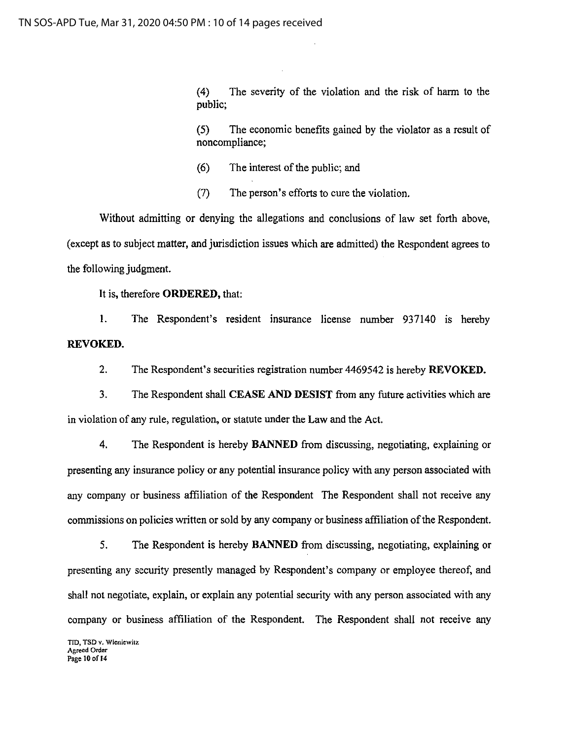(4) The severity of the violation and the risk of harm to the public;

(5) The economic benefits gained by the violator as a result of noncompliance;

(6) The interest of the public; and

(7) The person's efforts to cure the violation.

Without admitting or denying the allegations and conclusions of law set forth above, (except as to subject matter, and jurisdiction issues which are admitted) the Respondent agrees to the following judgment.

It is, therefore **ORDERED,** that:

1. The Respondent's resident insurance license number 937140 is hereby **REVOKED.**

2. The Respondent's securities registration number 4469542 is hereby **REVOKED.**

3. The Respondent shall **CEASE AND DESIST** from any future activities which are in violation of any rule, regulation, or statute under the Law and the Act.

4. The Respondent is hereby **BANNED** from discussing, negotiating, explaining or presenting any insurance policy or any potential insurance policy with any person associated with any company or business affiliation of the Respondent The Respondent shall not receive any commissions on policies written or sold by any company or business affiliation of the Respondent.

5. The Respondent is hereby **BANNED** from discussing, negotiating, explaining or presenting any security presently managed by Respondent's company or employee thereof, and shall not negotiate, explain, or explain any potential security with any person associated with any company or business affiliation of the Respondent. The Respondent shall not receive any

TID, TSD v. Wieniewitz
Agreed Order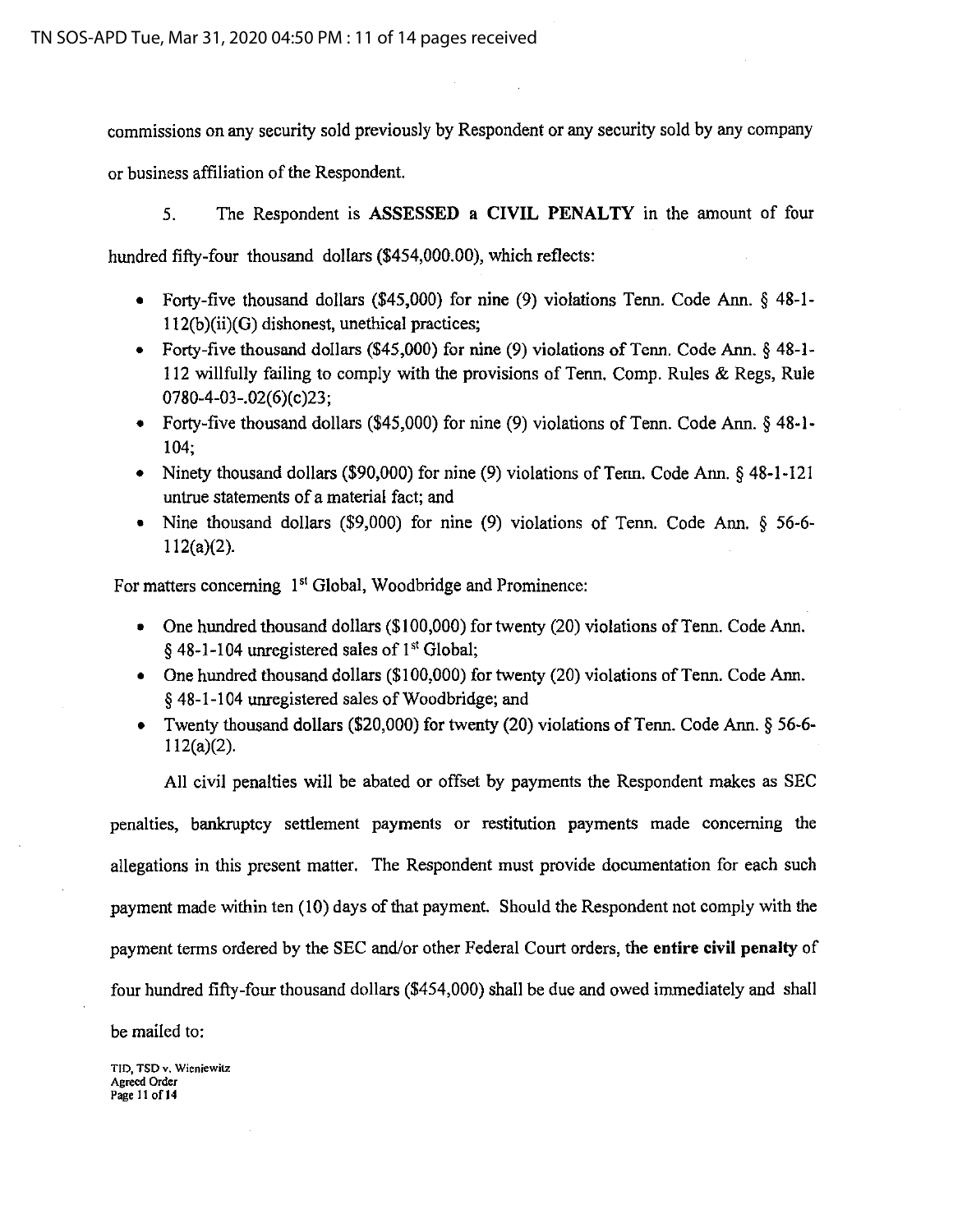commissions on any security sold previously by Respondent or any security sold by any company or business affiliation of the Respondent.

5. The Respondent is **ASSESSED a CIVIL PENALTY** in the amount of four hundred fifty-four thousand dollars ($454,000.00), which reflects:

- Forty-five thousand dollars ($45,000) for nine (9) violations Tenn. Code Ann. § 48-1-112(b)(ii)(G) dishonest, unethical practices;
- Forty-five thousand dollars ($45,000) for nine (9) violations of Tenn. Code Ann. § 48-1-112 willfully failing to comply with the provisions of Tenn. Comp. Rules & Regs, Rule 0780-4-03-.02(6)(c)23;
- Forty-five thousand dollars ($45,000) for nine (9) violations of Tenn. Code Ann. § 48-1-104;
- Ninety thousand dollars ($90,000) for nine (9) violations of Tenn. Code Ann. § 48-1-121 untrue statements of a material fact; and
- Nine thousand dollars ($9,000) for nine (9) violations of Tenn. Code Ann. § 56-6-112(a)(2).

For matters concerning 1st Global, Woodbridge and Prominence:

- One hundred thousand dollars ($100,000) for twenty (20) violations of Tenn. Code Ann. § 48-1-104 unregistered sales of 1st Global;
- One hundred thousand dollars ($100,000) for twenty (20) violations of Tenn. Code Ann. § 48-1-104 unregistered sales of Woodbridge; and
- Twenty thousand dollars ($20,000) for twenty (20) violations of Tenn. Code Ann. § 56-6-112(a)(2).

All civil penalties will be abated or offset by payments the Respondent makes as SEC penalties, bankruptcy settlement payments or restitution payments made concerning the allegations in this present matter. The Respondent must provide documentation for each such payment made within ten (10) days of that payment. Should the Respondent not comply with the payment terms ordered by the SEC and/or other Federal Court orders, the **entire civil penalty** of four hundred fifty-four thousand dollars ($454,000) shall be due and owed immediately and shall be mailed to: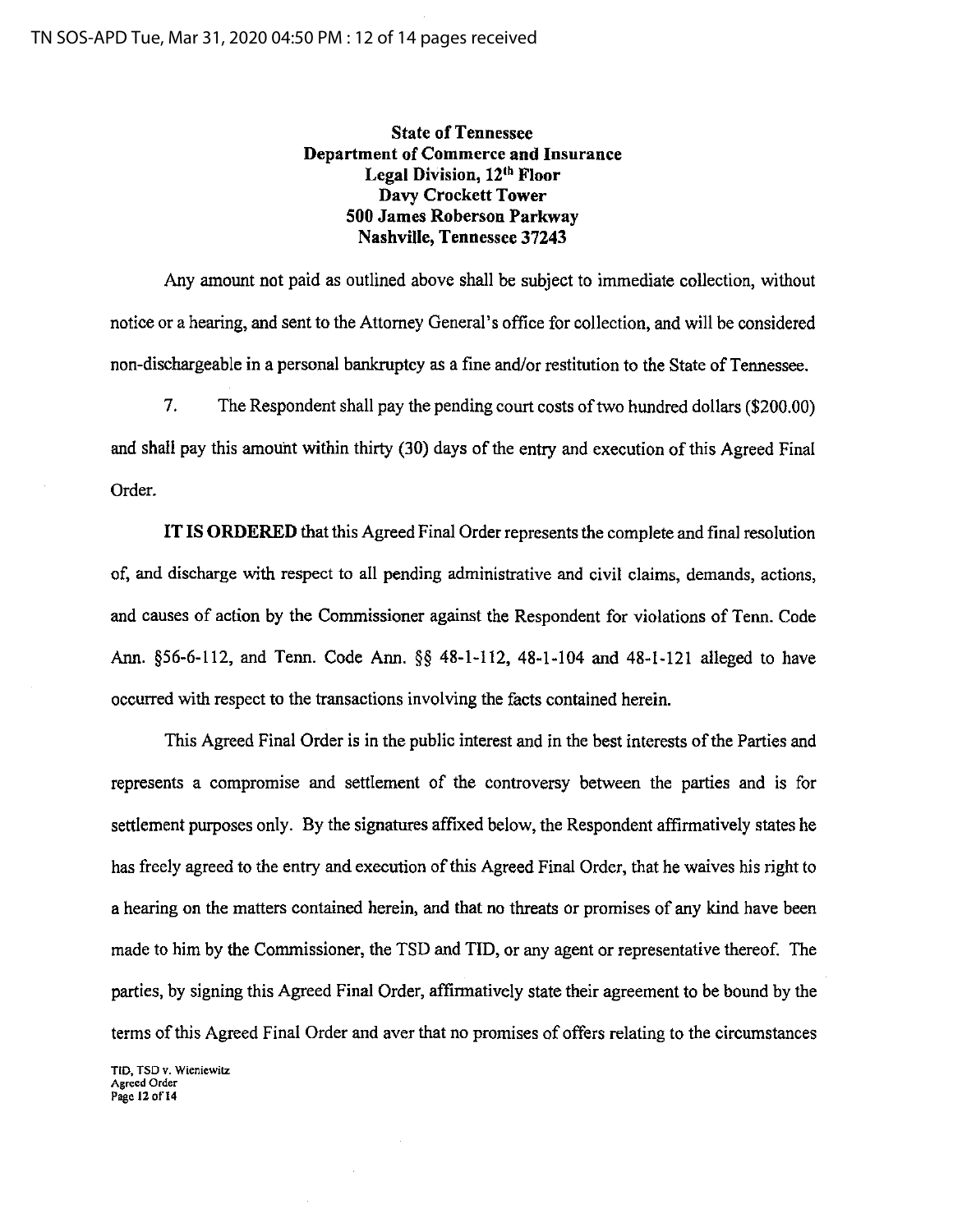**State of Tennessee**
**Department of Commerce and Insurance**
**Legal Division, 12th Floor**
**Davy Crockett Tower**
**500 James Roberson Parkway**
**Nashville, Tennessee 37243**

Any amount not paid as outlined above shall be subject to immediate collection, without notice or a hearing, and sent to the Attorney General's office for collection, and will be considered non-dischargeable in a personal bankruptcy as a fine and/or restitution to the State of Tennessee.

7. The Respondent shall pay the pending court costs of two hundred dollars ($200.00) and shall pay this amount within thirty (30) days of the entry and execution of this Agreed Final Order.

**IT IS ORDERED** that this Agreed Final Order represents the complete and final resolution of, and discharge with respect to all pending administrative and civil claims, demands, actions, and causes of action by the Commissioner against the Respondent for violations of Tenn. Code Ann. §56-6-112, and Tenn. Code Ann. §§ 48-1-112, 48-1-104 and 48-1-121 alleged to have occurred with respect to the transactions involving the facts contained herein.

This Agreed Final Order is in the public interest and in the best interests of the Parties and represents a compromise and settlement of the controversy between the parties and is for settlement purposes only. By the signatures affixed below, the Respondent affirmatively states he has freely agreed to the entry and execution of this Agreed Final Order, that he waives his right to a hearing on the matters contained herein, and that no threats or promises of any kind have been made to him by the Commissioner, the TSD and TID, or any agent or representative thereof. The parties, by signing this Agreed Final Order, affirmatively state their agreement to be bound by the terms of this Agreed Final Order and aver that no promises of offers relating to the circumstances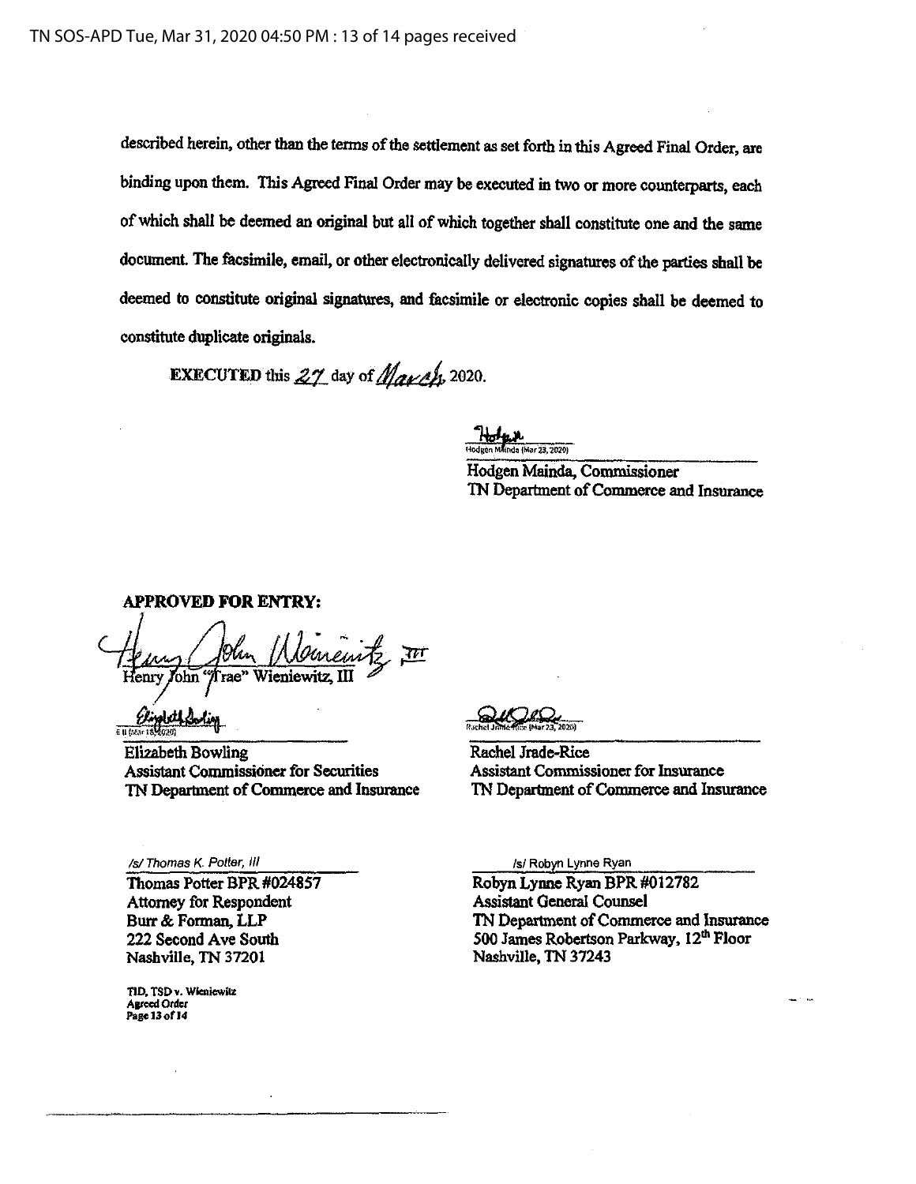described herein, other than the terms of the settlement as set forth in this Agreed Final Order, are binding upon them. This Agreed Final Order may be executed in two or more counterparts, each of which shall be deemed an original but all of which together shall constitute one and the same document. The facsimile, email, or other electronically delivered signatures of the parties shall be deemed to constitute original signatures, and facsimile or electronic copies shall be deemed to constitute duplicate originals.

**EXECUTED** this 27 day of March, 2020.

Hodgen Mainda (Mar 23, 2020)

Hodgen Mainda, Commissioner
TN Department of Commerce and Insurance

**APPROVED FOR ENTRY:**

Henry John "Trae" Wieniewitz, III

E B (Mar 18, 2020)

Elizabeth Bowling
Assistant Commissioner for Securities
TN Department of Commerce and Insurance

Rachel Jrade-Rice (Mar 23, 2020)

Rachel Jrade-Rice
Assistant Commissioner for Insurance
TN Department of Commerce and Insurance

/s/ Thomas K. Potter, III

Thomas Potter BPR #024857
Attorney for Respondent
Burr & Forman, LLP
222 Second Ave South
Nashville, TN 37201

/s/ Robyn Lynne Ryan

Robyn Lynne Ryan BPR #012782
Assistant General Counsel
TN Department of Commerce and Insurance
500 James Robertson Parkway, 12th Floor
Nashville, TN 37243

TID, TSD v. Wieniewitz
Agreed Order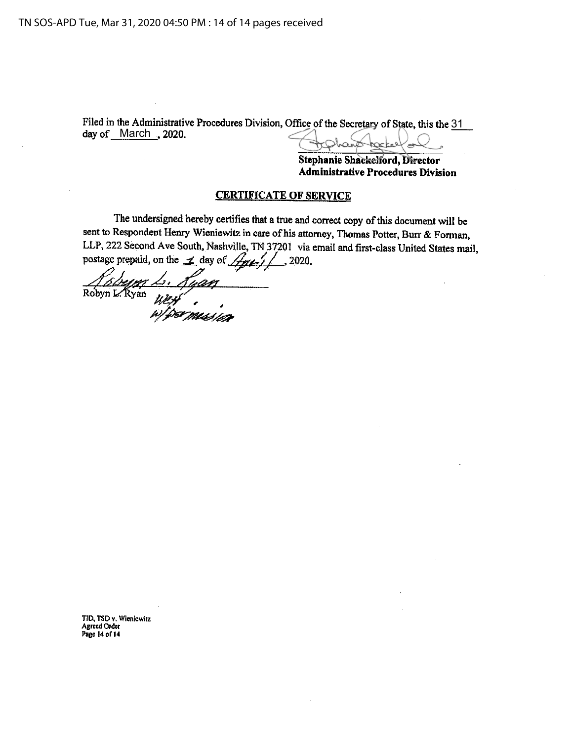Filed in the Administrative Procedures Division, Office of the Secretary of State, this the 31 day of March, 2020.

Stephanie Shackelford, Director
Administrative Procedures Division

**CERTIFICATE OF SERVICE**

The undersigned hereby certifies that a true and correct copy of this document will be sent to Respondent Henry Wieniewitz in care of his attorney, Thomas Potter, Burr & Forman, LLP, 222 Second Ave South, Nashville, TN 37201 via email and first-class United States mail, postage prepaid, on the 1 day of April, 2020.

Robyn L. Ryan
w/permission

TID, TSD v. Wieniewitz
Agreed Order